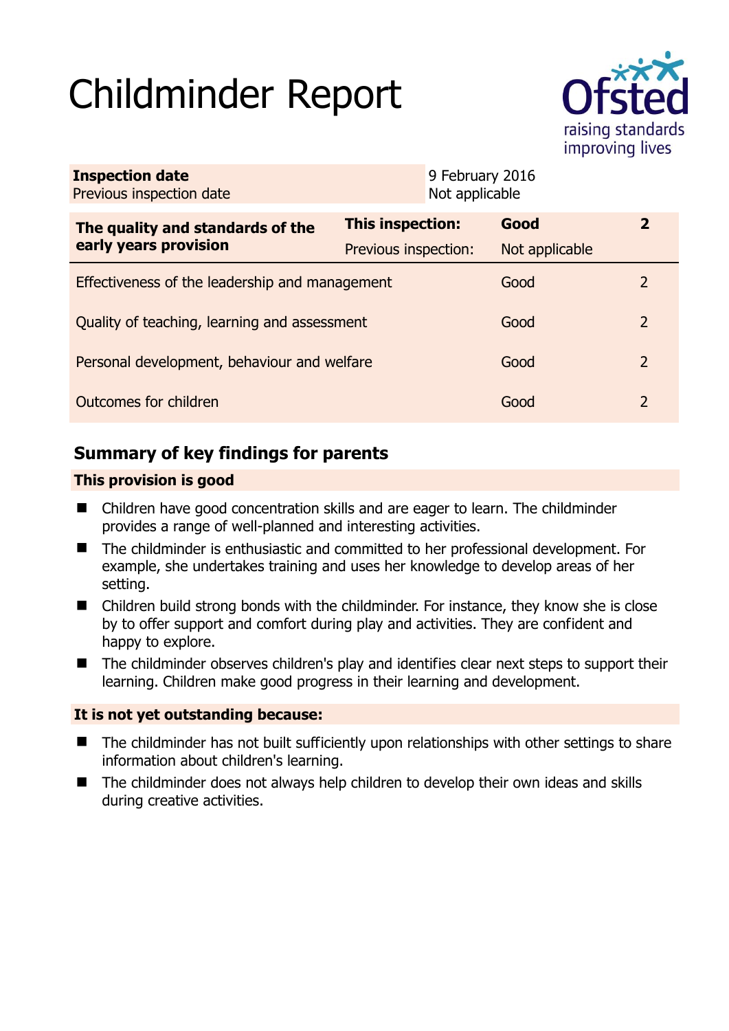# Childminder Report

| **Inspection date** | 9 February 2016 |
|---|---|
| Previous inspection date | Not applicable |

| **The quality and standards of the early years provision** | **This inspection:** | **Good** | **2** |
|---|---|---|---|
| | Previous inspection: | Not applicable | |
| Effectiveness of the leadership and management | | Good | 2 |
| Quality of teaching, learning and assessment | | Good | 2 |
| Personal development, behaviour and welfare | | Good | 2 |
| Outcomes for children | | Good | 2 |

## Summary of key findings for parents

### This provision is good

- Children have good concentration skills and are eager to learn. The childminder provides a range of well-planned and interesting activities.
- The childminder is enthusiastic and committed to her professional development. For example, she undertakes training and uses her knowledge to develop areas of her setting.
- Children build strong bonds with the childminder. For instance, they know she is close by to offer support and comfort during play and activities. They are confident and happy to explore.
- The childminder observes children's play and identifies clear next steps to support their learning. Children make good progress in their learning and development.

### It is not yet outstanding because:

- The childminder has not built sufficiently upon relationships with other settings to share information about children's learning.
- The childminder does not always help children to develop their own ideas and skills during creative activities.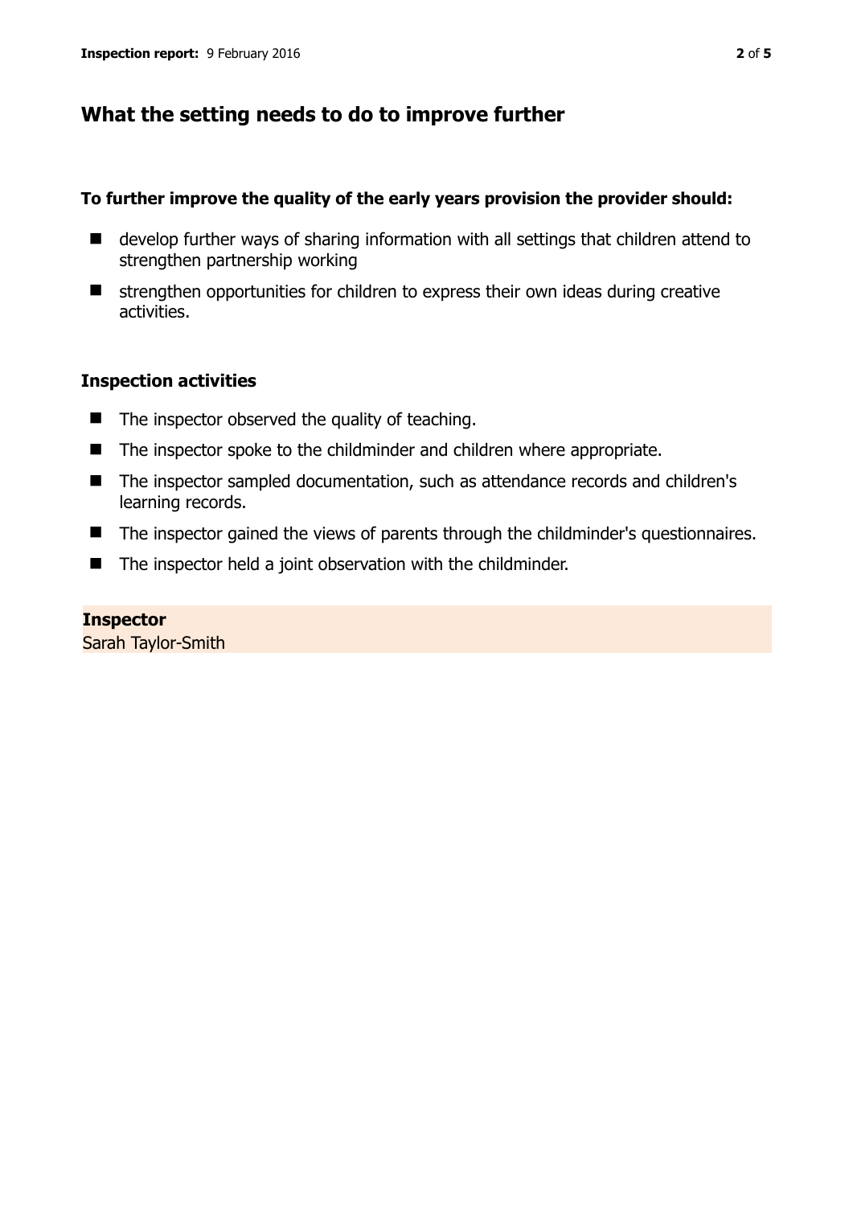## What the setting needs to do to improve further

**To further improve the quality of the early years provision the provider should:**

- develop further ways of sharing information with all settings that children attend to strengthen partnership working
- strengthen opportunities for children to express their own ideas during creative activities.

### Inspection activities

- The inspector observed the quality of teaching.
- The inspector spoke to the childminder and children where appropriate.
- The inspector sampled documentation, such as attendance records and children's learning records.
- The inspector gained the views of parents through the childminder's questionnaires.
- The inspector held a joint observation with the childminder.

**Inspector**
Sarah Taylor-Smith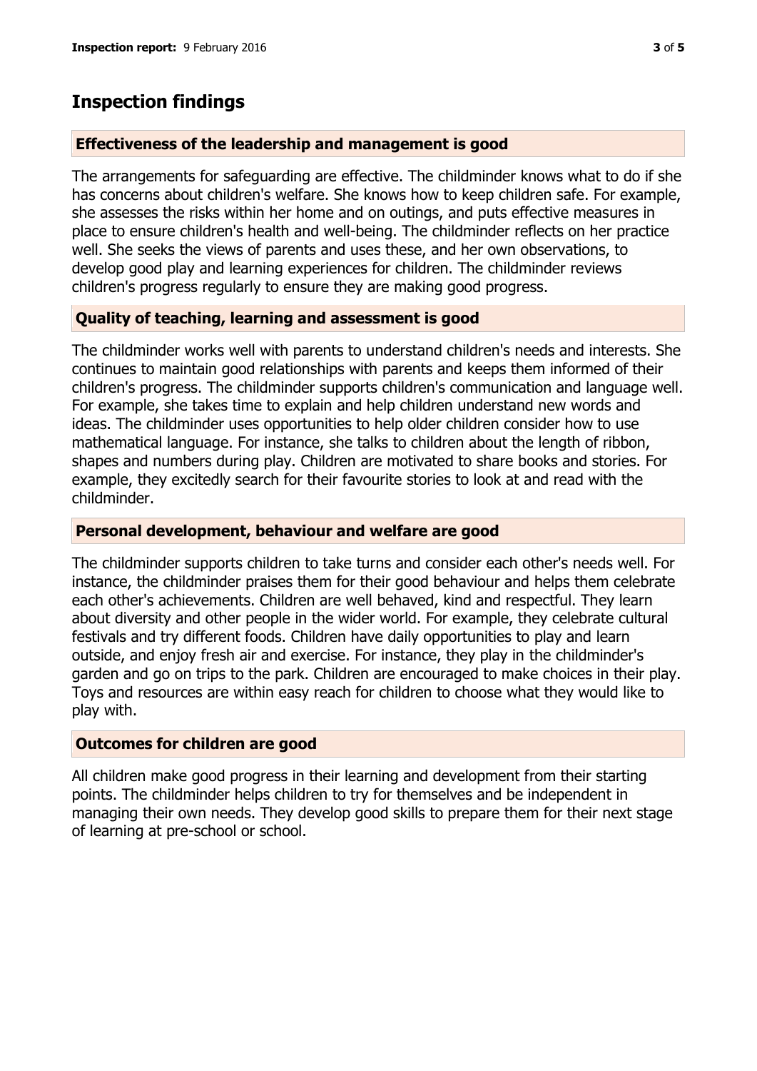## Inspection findings

### Effectiveness of the leadership and management is good

The arrangements for safeguarding are effective. The childminder knows what to do if she has concerns about children's welfare. She knows how to keep children safe. For example, she assesses the risks within her home and on outings, and puts effective measures in place to ensure children's health and well-being. The childminder reflects on her practice well. She seeks the views of parents and uses these, and her own observations, to develop good play and learning experiences for children. The childminder reviews children's progress regularly to ensure they are making good progress.

### Quality of teaching, learning and assessment is good

The childminder works well with parents to understand children's needs and interests. She continues to maintain good relationships with parents and keeps them informed of their children's progress. The childminder supports children's communication and language well. For example, she takes time to explain and help children understand new words and ideas. The childminder uses opportunities to help older children consider how to use mathematical language. For instance, she talks to children about the length of ribbon, shapes and numbers during play. Children are motivated to share books and stories. For example, they excitedly search for their favourite stories to look at and read with the childminder.

### Personal development, behaviour and welfare are good

The childminder supports children to take turns and consider each other's needs well. For instance, the childminder praises them for their good behaviour and helps them celebrate each other's achievements. Children are well behaved, kind and respectful. They learn about diversity and other people in the wider world. For example, they celebrate cultural festivals and try different foods. Children have daily opportunities to play and learn outside, and enjoy fresh air and exercise. For instance, they play in the childminder's garden and go on trips to the park. Children are encouraged to make choices in their play. Toys and resources are within easy reach for children to choose what they would like to play with.

### Outcomes for children are good

All children make good progress in their learning and development from their starting points. The childminder helps children to try for themselves and be independent in managing their own needs. They develop good skills to prepare them for their next stage of learning at pre-school or school.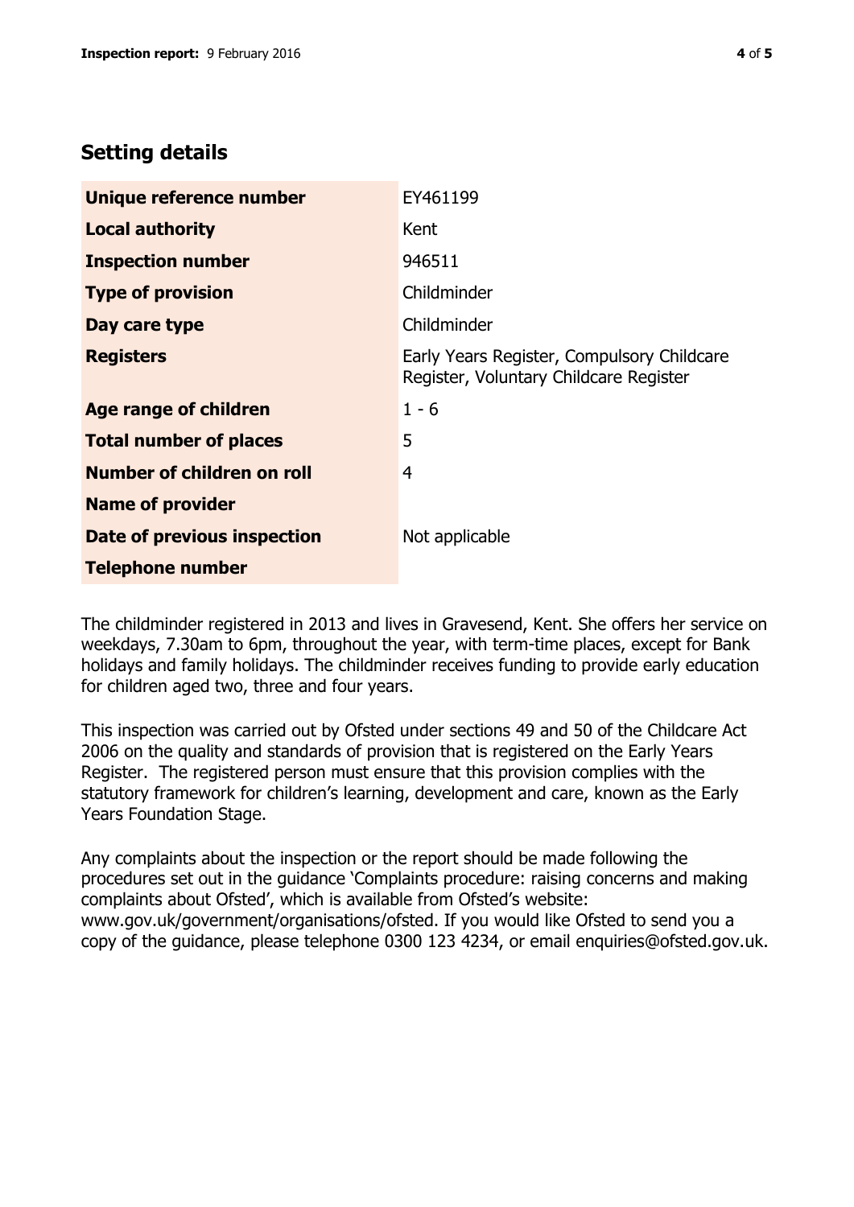## Setting details

| | |
|---|---|
| **Unique reference number** | EY461199 |
| **Local authority** | Kent |
| **Inspection number** | 946511 |
| **Type of provision** | Childminder |
| **Day care type** | Childminder |
| **Registers** | Early Years Register, Compulsory Childcare Register, Voluntary Childcare Register |
| **Age range of children** | 1 - 6 |
| **Total number of places** | 5 |
| **Number of children on roll** | 4 |
| **Name of provider** | |
| **Date of previous inspection** | Not applicable |
| **Telephone number** | |

The childminder registered in 2013 and lives in Gravesend, Kent. She offers her service on weekdays, 7.30am to 6pm, throughout the year, with term-time places, except for Bank holidays and family holidays. The childminder receives funding to provide early education for children aged two, three and four years.

This inspection was carried out by Ofsted under sections 49 and 50 of the Childcare Act 2006 on the quality and standards of provision that is registered on the Early Years Register. The registered person must ensure that this provision complies with the statutory framework for children's learning, development and care, known as the Early Years Foundation Stage.

Any complaints about the inspection or the report should be made following the procedures set out in the guidance 'Complaints procedure: raising concerns and making complaints about Ofsted', which is available from Ofsted's website: www.gov.uk/government/organisations/ofsted. If you would like Ofsted to send you a copy of the guidance, please telephone 0300 123 4234, or email enquiries@ofsted.gov.uk.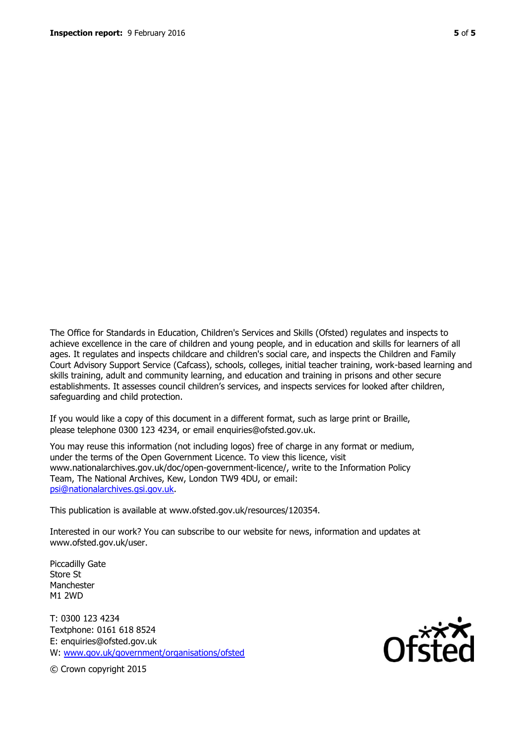The Office for Standards in Education, Children's Services and Skills (Ofsted) regulates and inspects to achieve excellence in the care of children and young people, and in education and skills for learners of all ages. It regulates and inspects childcare and children's social care, and inspects the Children and Family Court Advisory Support Service (Cafcass), schools, colleges, initial teacher training, work-based learning and skills training, adult and community learning, and education and training in prisons and other secure establishments. It assesses council children's services, and inspects services for looked after children, safeguarding and child protection.

If you would like a copy of this document in a different format, such as large print or Braille, please telephone 0300 123 4234, or email enquiries@ofsted.gov.uk.

You may reuse this information (not including logos) free of charge in any format or medium, under the terms of the Open Government Licence. To view this licence, visit www.nationalarchives.gov.uk/doc/open-government-licence/, write to the Information Policy Team, The National Archives, Kew, London TW9 4DU, or email: psi@nationalarchives.gsi.gov.uk.

This publication is available at www.ofsted.gov.uk/resources/120354.

Interested in our work? You can subscribe to our website for news, information and updates at www.ofsted.gov.uk/user.

Piccadilly Gate
Store St
Manchester
M1 2WD

T: 0300 123 4234
Textphone: 0161 618 8524
E: enquiries@ofsted.gov.uk
W: www.gov.uk/government/organisations/ofsted

© Crown copyright 2015